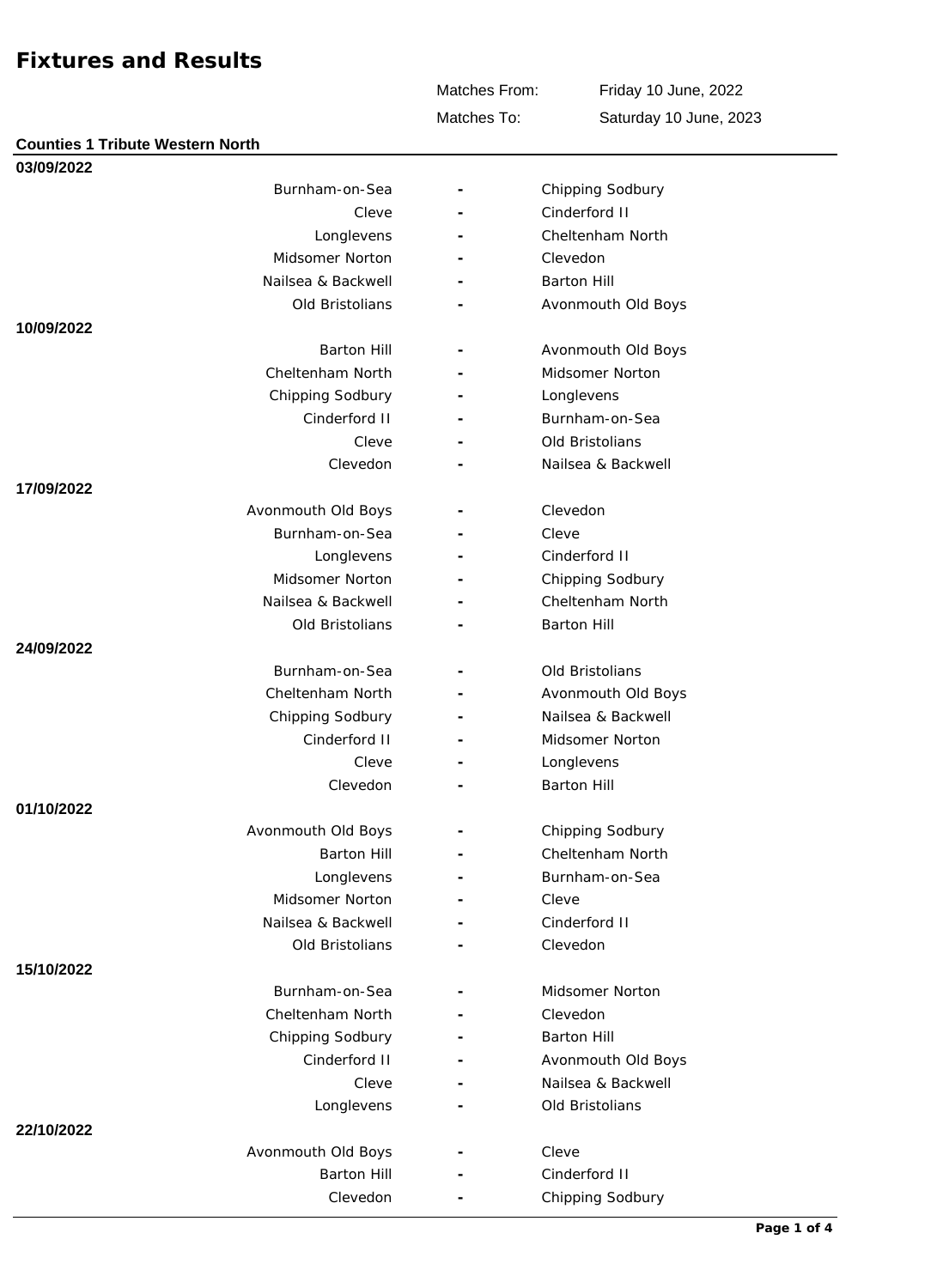# Fixtures and Results

| | |
|---|---|
| Matches From: | Friday 10 June, 2022 |
| Matches To: | Saturday 10 June, 2023 |

## Counties 1 Tribute Western North

**03/09/2022**

| Home | | Away |
|---|---|---|
| Burnham-on-Sea | - | Chipping Sodbury |
| Cleve | - | Cinderford II |
| Longlevens | - | Cheltenham North |
| Midsomer Norton | - | Clevedon |
| Nailsea & Backwell | - | Barton Hill |
| Old Bristolians | - | Avonmouth Old Boys |

**10/09/2022**

| Home | | Away |
|---|---|---|
| Barton Hill | - | Avonmouth Old Boys |
| Cheltenham North | - | Midsomer Norton |
| Chipping Sodbury | - | Longlevens |
| Cinderford II | - | Burnham-on-Sea |
| Cleve | - | Old Bristolians |
| Clevedon | - | Nailsea & Backwell |

**17/09/2022**

| Home | | Away |
|---|---|---|
| Avonmouth Old Boys | - | Clevedon |
| Burnham-on-Sea | - | Cleve |
| Longlevens | - | Cinderford II |
| Midsomer Norton | - | Chipping Sodbury |
| Nailsea & Backwell | - | Cheltenham North |
| Old Bristolians | - | Barton Hill |

**24/09/2022**

| Home | | Away |
|---|---|---|
| Burnham-on-Sea | - | Old Bristolians |
| Cheltenham North | - | Avonmouth Old Boys |
| Chipping Sodbury | - | Nailsea & Backwell |
| Cinderford II | - | Midsomer Norton |
| Cleve | - | Longlevens |
| Clevedon | - | Barton Hill |

**01/10/2022**

| Home | | Away |
|---|---|---|
| Avonmouth Old Boys | - | Chipping Sodbury |
| Barton Hill | - | Cheltenham North |
| Longlevens | - | Burnham-on-Sea |
| Midsomer Norton | - | Cleve |
| Nailsea & Backwell | - | Cinderford II |
| Old Bristolians | - | Clevedon |

**15/10/2022**

| Home | | Away |
|---|---|---|
| Burnham-on-Sea | - | Midsomer Norton |
| Cheltenham North | - | Clevedon |
| Chipping Sodbury | - | Barton Hill |
| Cinderford II | - | Avonmouth Old Boys |
| Cleve | - | Nailsea & Backwell |
| Longlevens | - | Old Bristolians |

**22/10/2022**

| Home | | Away |
|---|---|---|
| Avonmouth Old Boys | - | Cleve |
| Barton Hill | - | Cinderford II |
| Clevedon | - | Chipping Sodbury |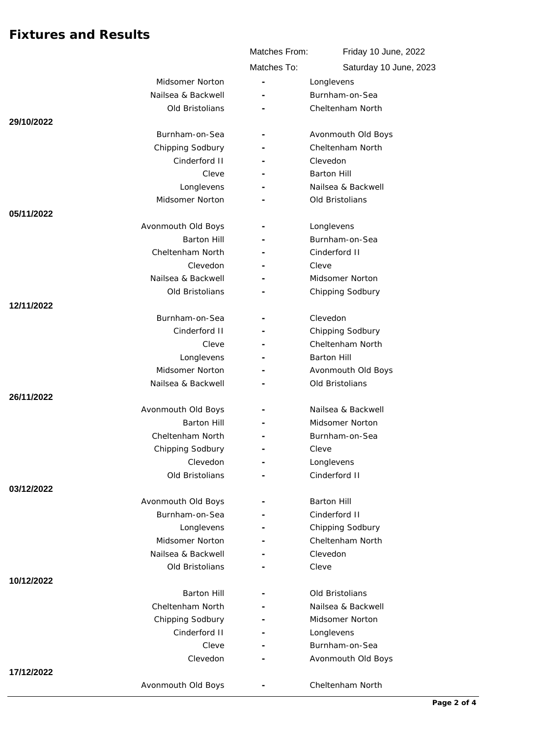# Fixtures and Results

Matches From: Friday 10 June, 2022

Matches To: Saturday 10 June, 2023

| Date | Home | | Away |
|---|---|---|---|
| | Midsomer Norton | - | Longlevens |
| | Nailsea & Backwell | - | Burnham-on-Sea |
| | Old Bristolians | - | Cheltenham North |
| 29/10/2022 | | | |
| | Burnham-on-Sea | - | Avonmouth Old Boys |
| | Chipping Sodbury | - | Cheltenham North |
| | Cinderford II | - | Clevedon |
| | Cleve | - | Barton Hill |
| | Longlevens | - | Nailsea & Backwell |
| | Midsomer Norton | - | Old Bristolians |
| 05/11/2022 | | | |
| | Avonmouth Old Boys | - | Longlevens |
| | Barton Hill | - | Burnham-on-Sea |
| | Cheltenham North | - | Cinderford II |
| | Clevedon | - | Cleve |
| | Nailsea & Backwell | - | Midsomer Norton |
| | Old Bristolians | - | Chipping Sodbury |
| 12/11/2022 | | | |
| | Burnham-on-Sea | - | Clevedon |
| | Cinderford II | - | Chipping Sodbury |
| | Cleve | - | Cheltenham North |
| | Longlevens | - | Barton Hill |
| | Midsomer Norton | - | Avonmouth Old Boys |
| | Nailsea & Backwell | - | Old Bristolians |
| 26/11/2022 | | | |
| | Avonmouth Old Boys | - | Nailsea & Backwell |
| | Barton Hill | - | Midsomer Norton |
| | Cheltenham North | - | Burnham-on-Sea |
| | Chipping Sodbury | - | Cleve |
| | Clevedon | - | Longlevens |
| | Old Bristolians | - | Cinderford II |
| 03/12/2022 | | | |
| | Avonmouth Old Boys | - | Barton Hill |
| | Burnham-on-Sea | - | Cinderford II |
| | Longlevens | - | Chipping Sodbury |
| | Midsomer Norton | - | Cheltenham North |
| | Nailsea & Backwell | - | Clevedon |
| | Old Bristolians | - | Cleve |
| 10/12/2022 | | | |
| | Barton Hill | - | Old Bristolians |
| | Cheltenham North | - | Nailsea & Backwell |
| | Chipping Sodbury | - | Midsomer Norton |
| | Cinderford II | - | Longlevens |
| | Cleve | - | Burnham-on-Sea |
| | Clevedon | - | Avonmouth Old Boys |
| 17/12/2022 | | | |
| | Avonmouth Old Boys | - | Cheltenham North |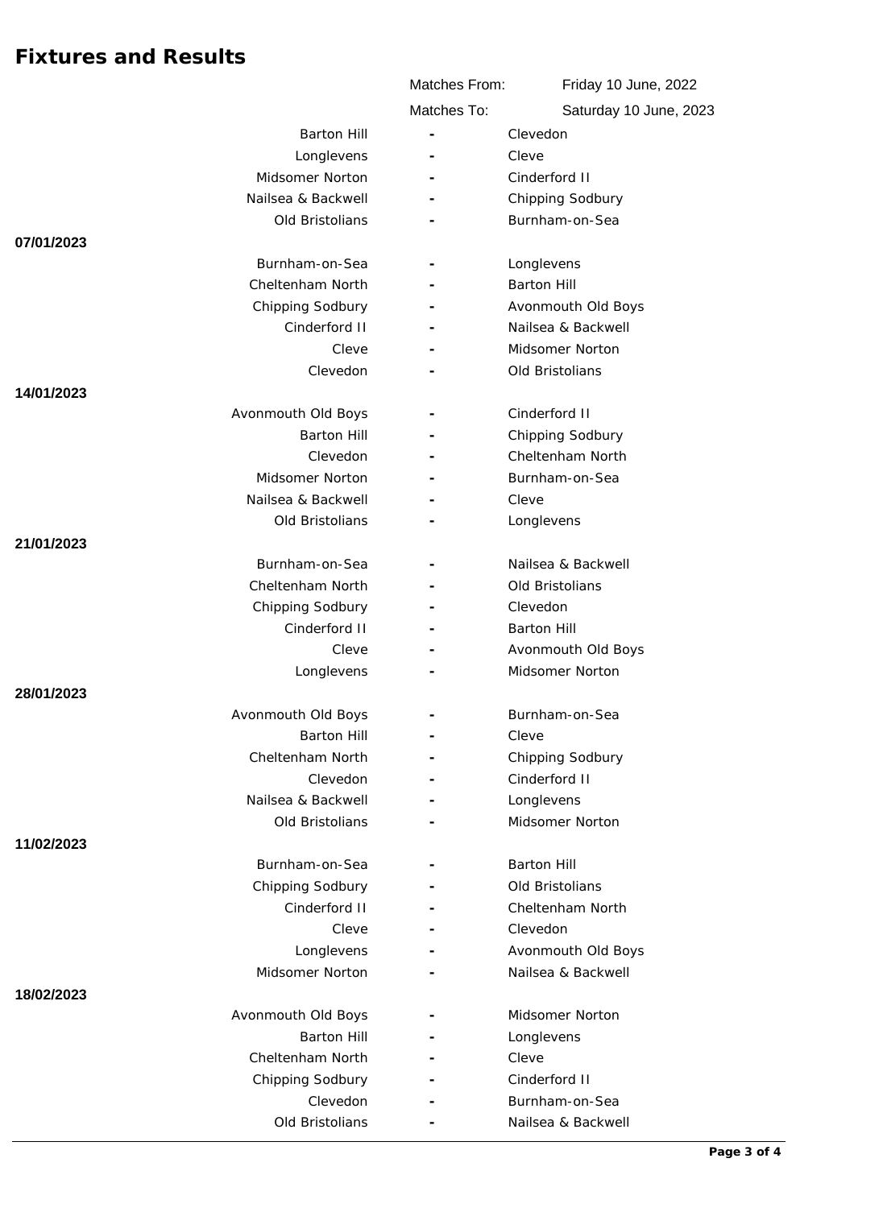# Fixtures and Results

| | |
|---|---|
| Matches From: | Friday 10 June, 2022 |
| Matches To: | Saturday 10 June, 2023 |

| Date | Home | | Away |
|---|---|---|---|
| | Barton Hill | - | Clevedon |
| | Longlevens | - | Cleve |
| | Midsomer Norton | - | Cinderford II |
| | Nailsea & Backwell | - | Chipping Sodbury |
| | Old Bristolians | - | Burnham-on-Sea |
| **07/01/2023** | | | |
| | Burnham-on-Sea | - | Longlevens |
| | Cheltenham North | - | Barton Hill |
| | Chipping Sodbury | - | Avonmouth Old Boys |
| | Cinderford II | - | Nailsea & Backwell |
| | Cleve | - | Midsomer Norton |
| | Clevedon | - | Old Bristolians |
| **14/01/2023** | | | |
| | Avonmouth Old Boys | - | Cinderford II |
| | Barton Hill | - | Chipping Sodbury |
| | Clevedon | - | Cheltenham North |
| | Midsomer Norton | - | Burnham-on-Sea |
| | Nailsea & Backwell | - | Cleve |
| | Old Bristolians | - | Longlevens |
| **21/01/2023** | | | |
| | Burnham-on-Sea | - | Nailsea & Backwell |
| | Cheltenham North | - | Old Bristolians |
| | Chipping Sodbury | - | Clevedon |
| | Cinderford II | - | Barton Hill |
| | Cleve | - | Avonmouth Old Boys |
| | Longlevens | - | Midsomer Norton |
| **28/01/2023** | | | |
| | Avonmouth Old Boys | - | Burnham-on-Sea |
| | Barton Hill | - | Cleve |
| | Cheltenham North | - | Chipping Sodbury |
| | Clevedon | - | Cinderford II |
| | Nailsea & Backwell | - | Longlevens |
| | Old Bristolians | - | Midsomer Norton |
| **11/02/2023** | | | |
| | Burnham-on-Sea | - | Barton Hill |
| | Chipping Sodbury | - | Old Bristolians |
| | Cinderford II | - | Cheltenham North |
| | Cleve | - | Clevedon |
| | Longlevens | - | Avonmouth Old Boys |
| | Midsomer Norton | - | Nailsea & Backwell |
| **18/02/2023** | | | |
| | Avonmouth Old Boys | - | Midsomer Norton |
| | Barton Hill | - | Longlevens |
| | Cheltenham North | - | Cleve |
| | Chipping Sodbury | - | Cinderford II |
| | Clevedon | - | Burnham-on-Sea |
| | Old Bristolians | - | Nailsea & Backwell |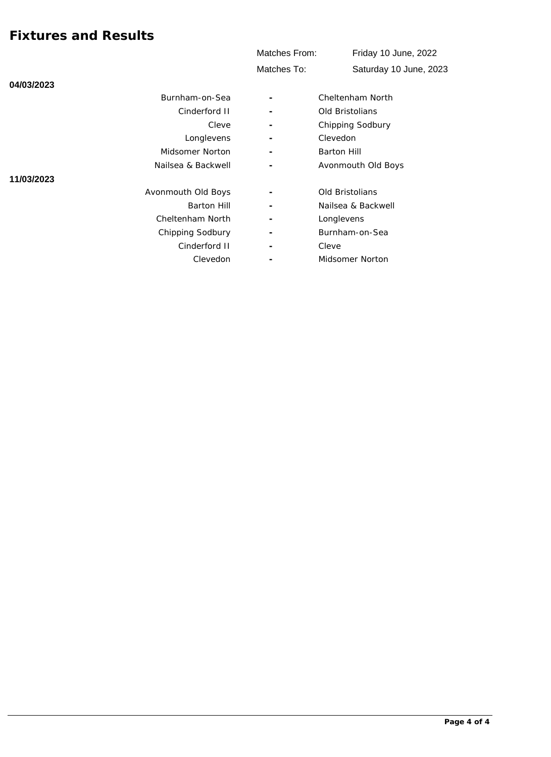# Fixtures and Results

| | |
|---|---|
| Matches From: | Friday 10 June, 2022 |
| Matches To: | Saturday 10 June, 2023 |

**04/03/2023**

| | | |
|---|---|---|
| Burnham-on-Sea | - | Cheltenham North |
| Cinderford II | - | Old Bristolians |
| Cleve | - | Chipping Sodbury |
| Longlevens | - | Clevedon |
| Midsomer Norton | - | Barton Hill |
| Nailsea & Backwell | - | Avonmouth Old Boys |

**11/03/2023**

| | | |
|---|---|---|
| Avonmouth Old Boys | - | Old Bristolians |
| Barton Hill | - | Nailsea & Backwell |
| Cheltenham North | - | Longlevens |
| Chipping Sodbury | - | Burnham-on-Sea |
| Cinderford II | - | Cleve |
| Clevedon | - | Midsomer Norton |